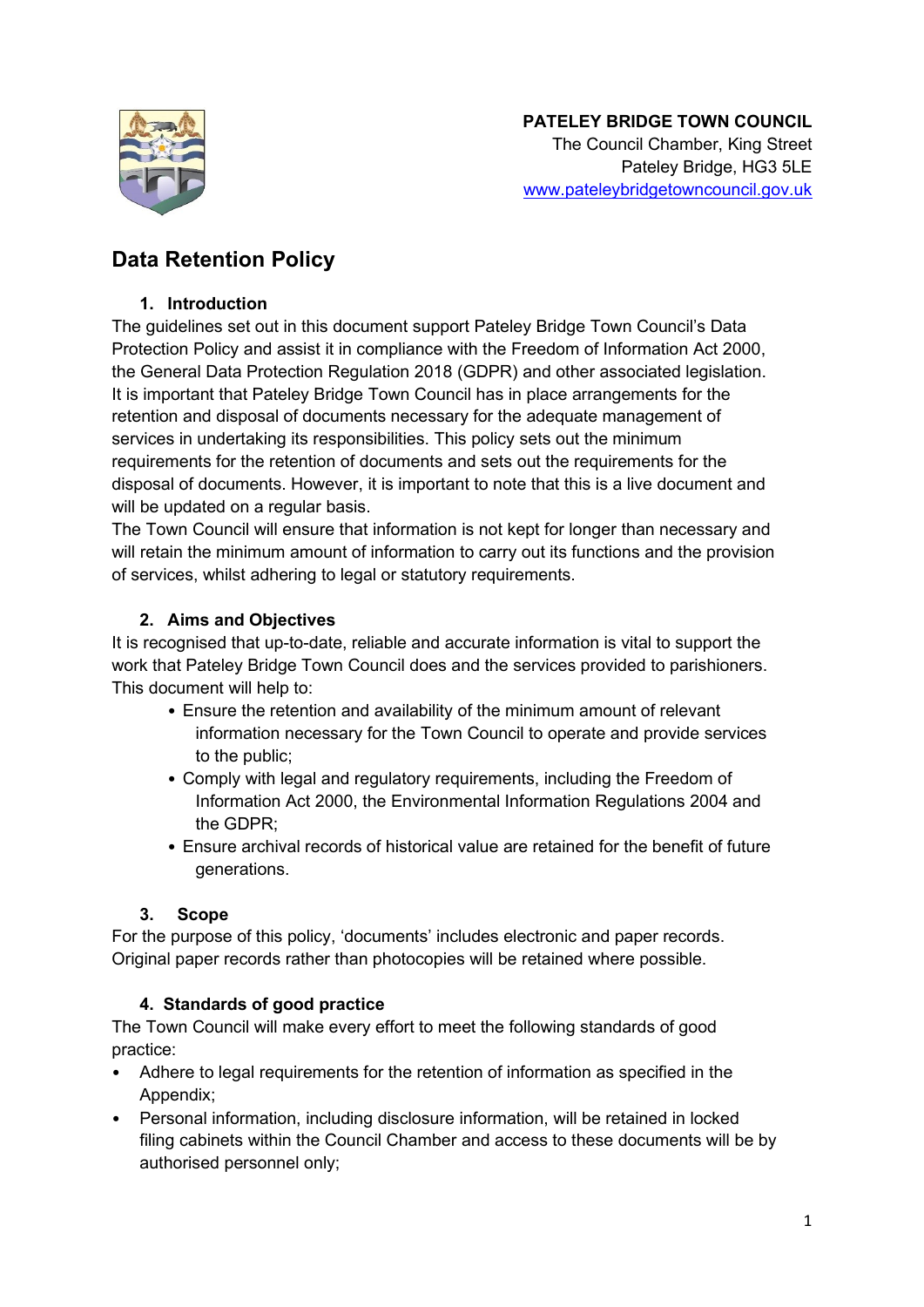**PATELEY BRIDGE TOWN COUNCIL**
The Council Chamber, King Street
Pateley Bridge, HG3 5LE
www.pateleybridgetowncouncil.gov.uk

# Data Retention Policy

## 1. Introduction

The guidelines set out in this document support Pateley Bridge Town Council's Data Protection Policy and assist it in compliance with the Freedom of Information Act 2000, the General Data Protection Regulation 2018 (GDPR) and other associated legislation. It is important that Pateley Bridge Town Council has in place arrangements for the retention and disposal of documents necessary for the adequate management of services in undertaking its responsibilities. This policy sets out the minimum requirements for the retention of documents and sets out the requirements for the disposal of documents. However, it is important to note that this is a live document and will be updated on a regular basis.

The Town Council will ensure that information is not kept for longer than necessary and will retain the minimum amount of information to carry out its functions and the provision of services, whilst adhering to legal or statutory requirements.

## 2. Aims and Objectives

It is recognised that up-to-date, reliable and accurate information is vital to support the work that Pateley Bridge Town Council does and the services provided to parishioners. This document will help to:

- Ensure the retention and availability of the minimum amount of relevant information necessary for the Town Council to operate and provide services to the public;
- Comply with legal and regulatory requirements, including the Freedom of Information Act 2000, the Environmental Information Regulations 2004 and the GDPR;
- Ensure archival records of historical value are retained for the benefit of future generations.

## 3. Scope

For the purpose of this policy, 'documents' includes electronic and paper records. Original paper records rather than photocopies will be retained where possible.

## 4. Standards of good practice

The Town Council will make every effort to meet the following standards of good practice:

- Adhere to legal requirements for the retention of information as specified in the Appendix;
- Personal information, including disclosure information, will be retained in locked filing cabinets within the Council Chamber and access to these documents will be by authorised personnel only;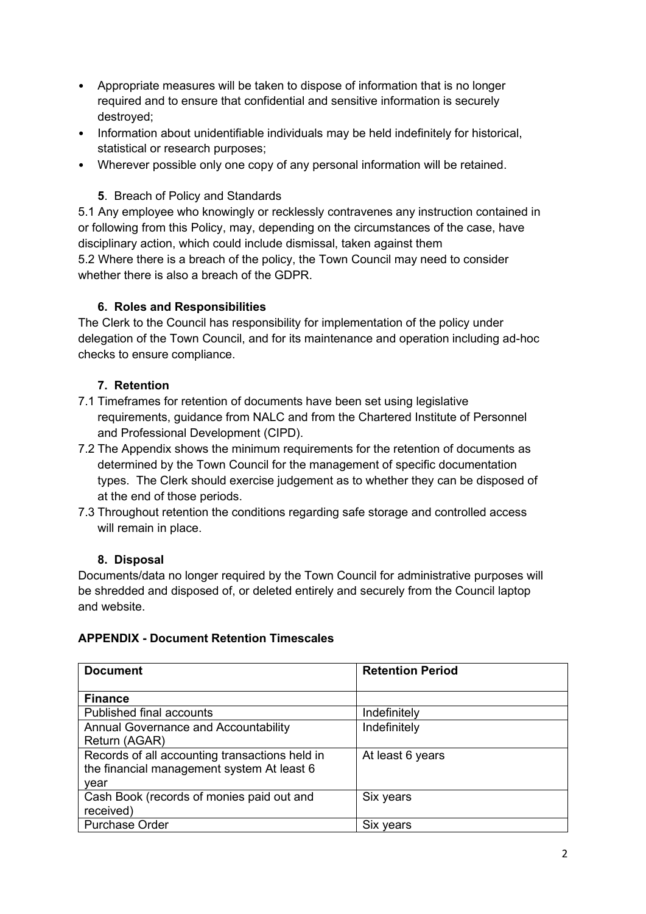- Appropriate measures will be taken to dispose of information that is no longer required and to ensure that confidential and sensitive information is securely destroyed;
- Information about unidentifiable individuals may be held indefinitely for historical, statistical or research purposes;
- Wherever possible only one copy of any personal information will be retained.

**5**. Breach of Policy and Standards

5.1 Any employee who knowingly or recklessly contravenes any instruction contained in or following from this Policy, may, depending on the circumstances of the case, have disciplinary action, which could include dismissal, taken against them

5.2 Where there is a breach of the policy, the Town Council may need to consider whether there is also a breach of the GDPR.

**6. Roles and Responsibilities**

The Clerk to the Council has responsibility for implementation of the policy under delegation of the Town Council, and for its maintenance and operation including ad-hoc checks to ensure compliance.

**7. Retention**

7.1 Timeframes for retention of documents have been set using legislative requirements, guidance from NALC and from the Chartered Institute of Personnel and Professional Development (CIPD).

7.2 The Appendix shows the minimum requirements for the retention of documents as determined by the Town Council for the management of specific documentation types. The Clerk should exercise judgement as to whether they can be disposed of at the end of those periods.

7.3 Throughout retention the conditions regarding safe storage and controlled access will remain in place.

**8. Disposal**

Documents/data no longer required by the Town Council for administrative purposes will be shredded and disposed of, or deleted entirely and securely from the Council laptop and website.

**APPENDIX - Document Retention Timescales**

| **Document** | **Retention Period** |
|---|---|
| **Finance** | |
| Published final accounts | Indefinitely |
| Annual Governance and Accountability Return (AGAR) | Indefinitely |
| Records of all accounting transactions held in the financial management system At least 6 year | At least 6 years |
| Cash Book (records of monies paid out and received) | Six years |
| Purchase Order | Six years |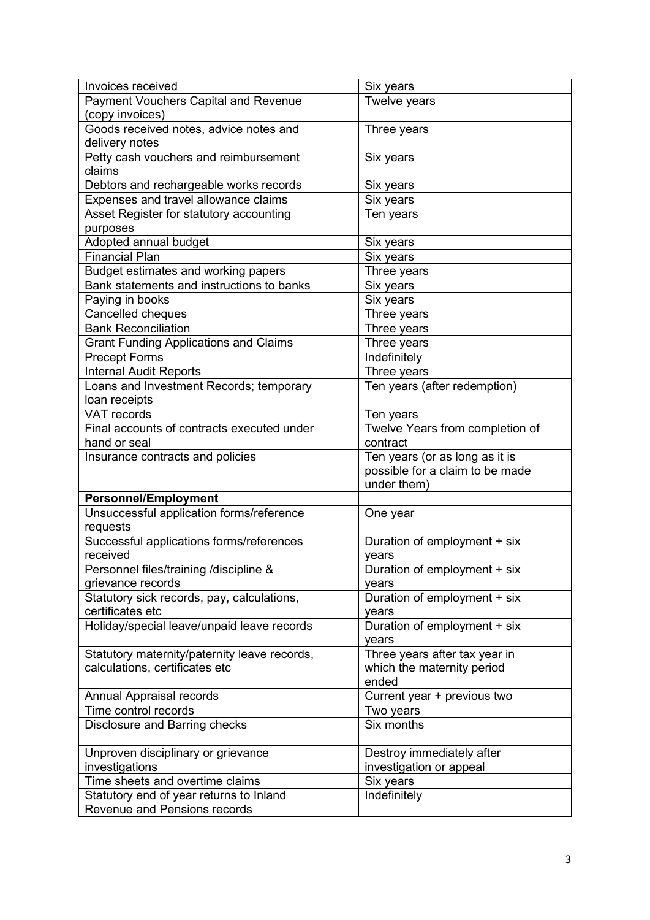| Invoices received | Six years |
|---|---|
| Payment Vouchers Capital and Revenue (copy invoices) | Twelve years |
| Goods received notes, advice notes and delivery notes | Three years |
| Petty cash vouchers and reimbursement claims | Six years |
| Debtors and rechargeable works records | Six years |
| Expenses and travel allowance claims | Six years |
| Asset Register for statutory accounting purposes | Ten years |
| Adopted annual budget | Six years |
| Financial Plan | Six years |
| Budget estimates and working papers | Three years |
| Bank statements and instructions to banks | Six years |
| Paying in books | Six years |
| Cancelled cheques | Three years |
| Bank Reconciliation | Three years |
| Grant Funding Applications and Claims | Three years |
| Precept Forms | Indefinitely |
| Internal Audit Reports | Three years |
| Loans and Investment Records; temporary loan receipts | Ten years (after redemption) |
| VAT records | Ten years |
| Final accounts of contracts executed under hand or seal | Twelve Years from completion of contract |
| Insurance contracts and policies | Ten years (or as long as it is possible for a claim to be made under them) |
| **Personnel/Employment** | |
| Unsuccessful application forms/reference requests | One year |
| Successful applications forms/references received | Duration of employment + six years |
| Personnel files/training /discipline & grievance records | Duration of employment + six years |
| Statutory sick records, pay, calculations, certificates etc | Duration of employment + six years |
| Holiday/special leave/unpaid leave records | Duration of employment + six years |
| Statutory maternity/paternity leave records, calculations, certificates etc | Three years after tax year in which the maternity period ended |
| Annual Appraisal records | Current year + previous two |
| Time control records | Two years |
| Disclosure and Barring checks | Six months |
| Unproven disciplinary or grievance investigations | Destroy immediately after investigation or appeal |
| Time sheets and overtime claims | Six years |
| Statutory end of year returns to Inland Revenue and Pensions records | Indefinitely |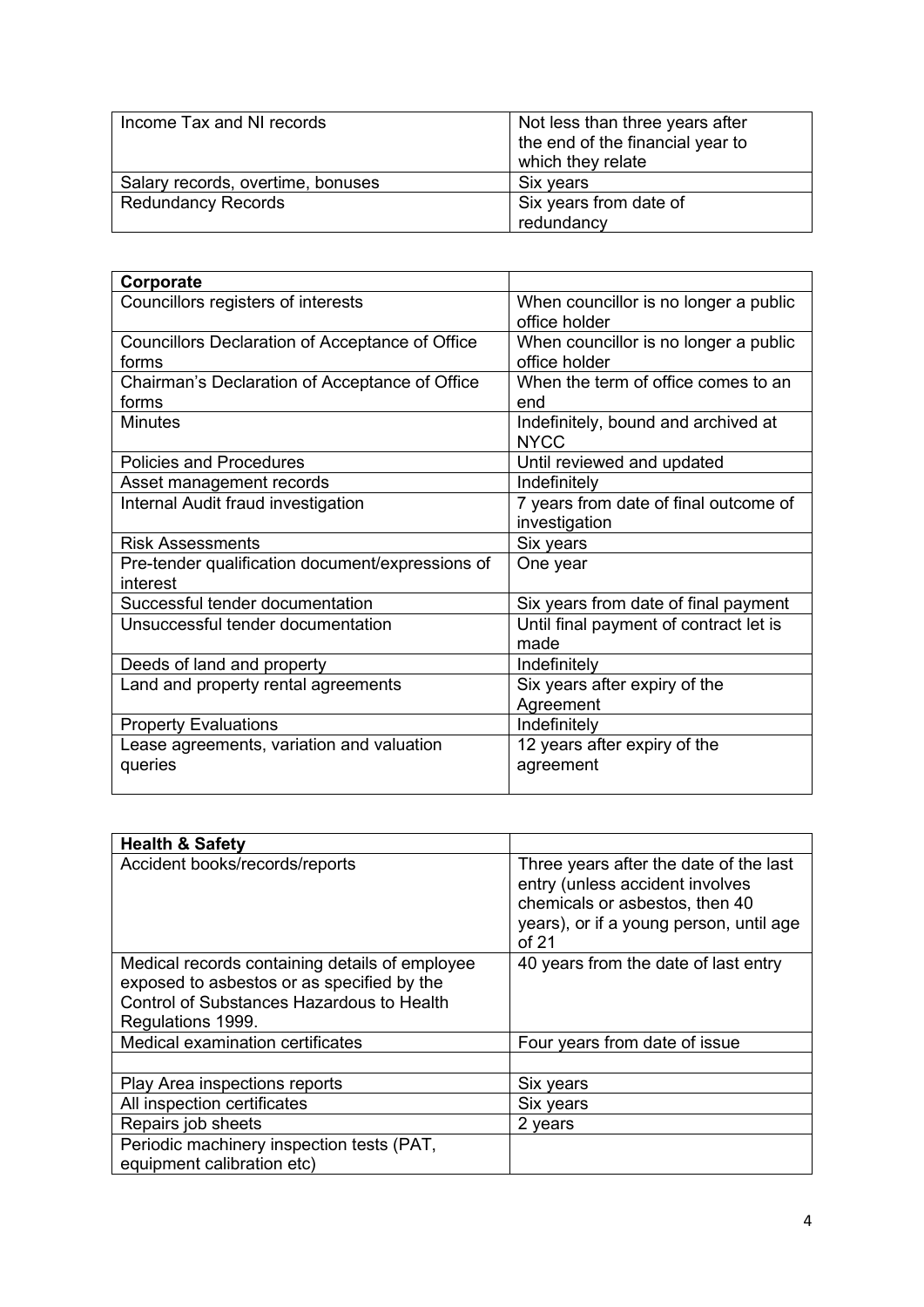| | |
|---|---|
| Income Tax and NI records | Not less than three years after the end of the financial year to which they relate |
| Salary records, overtime, bonuses | Six years |
| Redundancy Records | Six years from date of redundancy |

| **Corporate** | |
|---|---|
| Councillors registers of interests | When councillor is no longer a public office holder |
| Councillors Declaration of Acceptance of Office forms | When councillor is no longer a public office holder |
| Chairman's Declaration of Acceptance of Office forms | When the term of office comes to an end |
| Minutes | Indefinitely, bound and archived at NYCC |
| Policies and Procedures | Until reviewed and updated |
| Asset management records | Indefinitely |
| Internal Audit fraud investigation | 7 years from date of final outcome of investigation |
| Risk Assessments | Six years |
| Pre-tender qualification document/expressions of interest | One year |
| Successful tender documentation | Six years from date of final payment |
| Unsuccessful tender documentation | Until final payment of contract let is made |
| Deeds of land and property | Indefinitely |
| Land and property rental agreements | Six years after expiry of the Agreement |
| Property Evaluations | Indefinitely |
| Lease agreements, variation and valuation queries | 12 years after expiry of the agreement |

| **Health & Safety** | |
|---|---|
| Accident books/records/reports | Three years after the date of the last entry (unless accident involves chemicals or asbestos, then 40 years), or if a young person, until age of 21 |
| Medical records containing details of employee exposed to asbestos or as specified by the Control of Substances Hazardous to Health Regulations 1999. | 40 years from the date of last entry |
| Medical examination certificates | Four years from date of issue |
| | |
| Play Area inspections reports | Six years |
| All inspection certificates | Six years |
| Repairs job sheets | 2 years |
| Periodic machinery inspection tests (PAT, equipment calibration etc) | |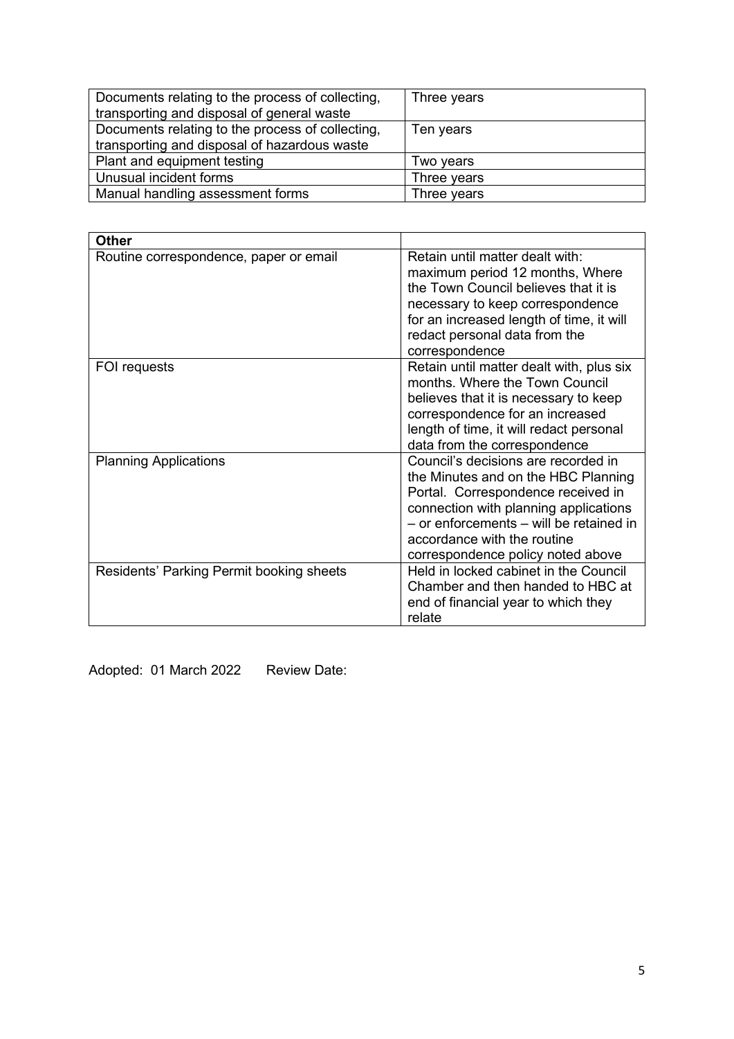| | |
|---|---|
| Documents relating to the process of collecting, transporting and disposal of general waste | Three years |
| Documents relating to the process of collecting, transporting and disposal of hazardous waste | Ten years |
| Plant and equipment testing | Two years |
| Unusual incident forms | Three years |
| Manual handling assessment forms | Three years |

| **Other** | |
|---|---|
| Routine correspondence, paper or email | Retain until matter dealt with: maximum period 12 months, Where the Town Council believes that it is necessary to keep correspondence for an increased length of time, it will redact personal data from the correspondence |
| FOI requests | Retain until matter dealt with, plus six months. Where the Town Council believes that it is necessary to keep correspondence for an increased length of time, it will redact personal data from the correspondence |
| Planning Applications | Council's decisions are recorded in the Minutes and on the HBC Planning Portal. Correspondence received in connection with planning applications – or enforcements – will be retained in accordance with the routine correspondence policy noted above |
| Residents' Parking Permit booking sheets | Held in locked cabinet in the Council Chamber and then handed to HBC at end of financial year to which they relate |

Adopted: 01 March 2022 Review Date: